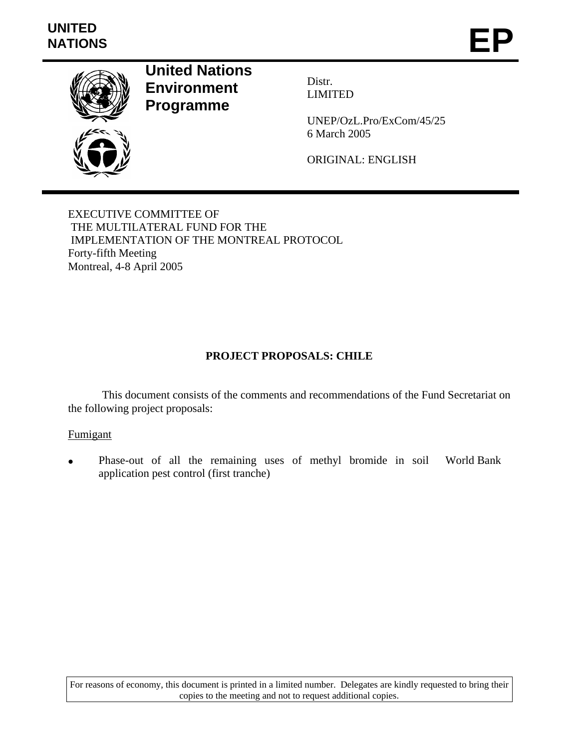UNITED NATIONS

# EP

**United Nations Environment Programme**

Distr.
LIMITED

UNEP/OzL.Pro/ExCom/45/25
6 March 2005

ORIGINAL: ENGLISH

EXECUTIVE COMMITTEE OF
THE MULTILATERAL FUND FOR THE
IMPLEMENTATION OF THE MONTREAL PROTOCOL
Forty-fifth Meeting
Montreal, 4-8 April 2005

## PROJECT PROPOSALS: CHILE

This document consists of the comments and recommendations of the Fund Secretariat on the following project proposals:

Fumigant

- Phase-out of all the remaining uses of methyl bromide in soil application pest control (first tranche) — World Bank

For reasons of economy, this document is printed in a limited number. Delegates are kindly requested to bring their copies to the meeting and not to request additional copies.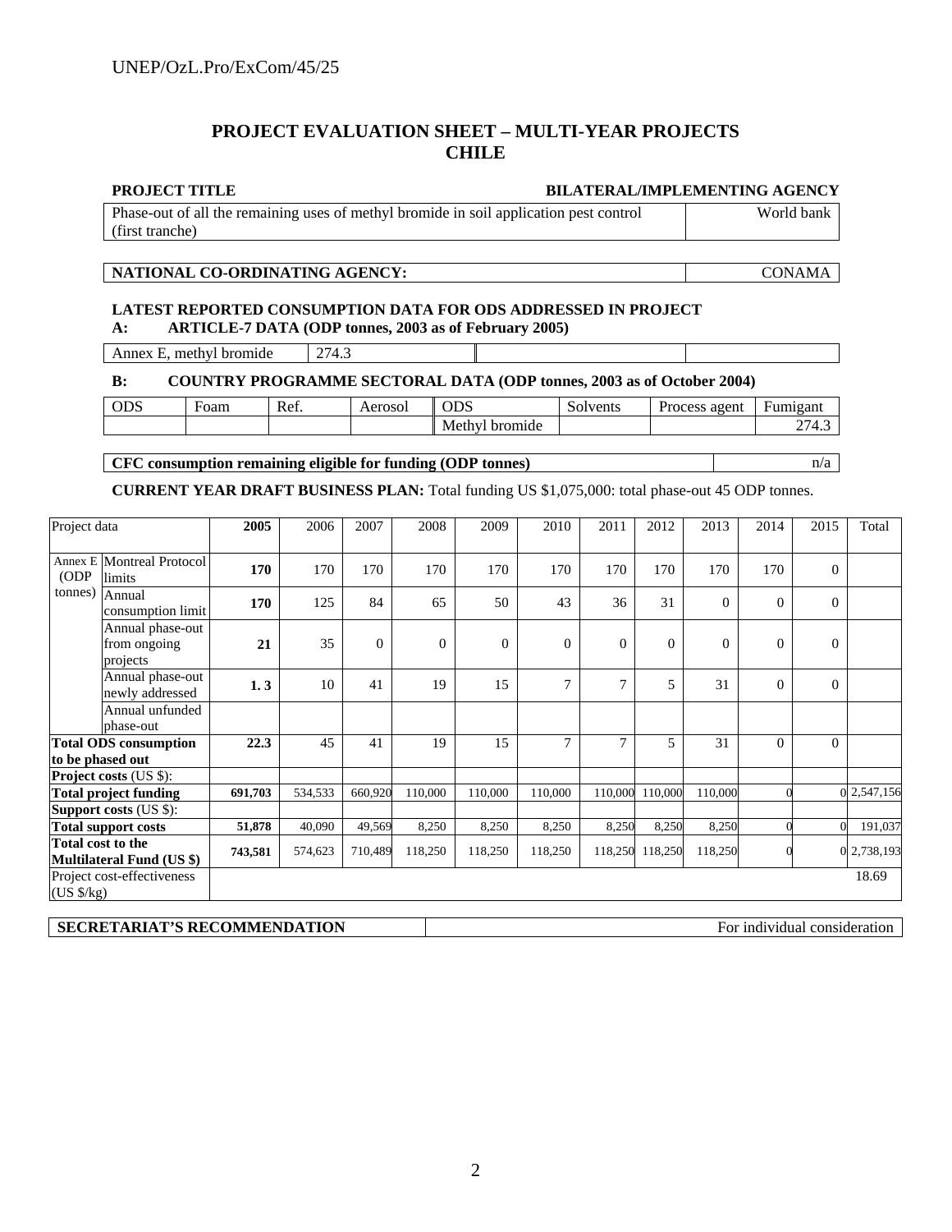# PROJECT EVALUATION SHEET – MULTI-YEAR PROJECTS
# CHILE

| PROJECT TITLE | BILATERAL/IMPLEMENTING AGENCY |
|---|---|
| Phase-out of all the remaining uses of methyl bromide in soil application pest control (first tranche) | World bank |

| NATIONAL CO-ORDINATING AGENCY: | CONAMA |
|---|---|

**LATEST REPORTED CONSUMPTION DATA FOR ODS ADDRESSED IN PROJECT**

**A: ARTICLE-7 DATA (ODP tonnes, 2003 as of February 2005)**

| Annex E, methyl bromide | 274.3 | | |
|---|---|---|---|

**B: COUNTRY PROGRAMME SECTORAL DATA (ODP tonnes, 2003 as of October 2004)**

| ODS | Foam | Ref. | Aerosol | ODS | Solvents | Process agent | Fumigant |
|---|---|---|---|---|---|---|---|
| | | | | Methyl bromide | | | 274.3 |

| CFC consumption remaining eligible for funding (ODP tonnes) | n/a |
|---|---|

**CURRENT YEAR DRAFT BUSINESS PLAN:** Total funding US $1,075,000: total phase-out 45 ODP tonnes.

| Project data | | 2005 | 2006 | 2007 | 2008 | 2009 | 2010 | 2011 | 2012 | 2013 | 2014 | 2015 | Total |
|---|---|---|---|---|---|---|---|---|---|---|---|---|---|
| Annex E (ODP tonnes) | Montreal Protocol limits | **170** | 170 | 170 | 170 | 170 | 170 | 170 | 170 | 170 | 170 | 0 | |
| | Annual consumption limit | **170** | 125 | 84 | 65 | 50 | 43 | 36 | 31 | 0 | 0 | 0 | |
| | Annual phase-out from ongoing projects | **21** | 35 | 0 | 0 | 0 | 0 | 0 | 0 | 0 | 0 | 0 | |
| | Annual phase-out newly addressed | **1. 3** | 10 | 41 | 19 | 15 | 7 | 7 | 5 | 31 | 0 | 0 | |
| | Annual unfunded phase-out | | | | | | | | | | | | |
| **Total ODS consumption to be phased out** | | **22.3** | 45 | 41 | 19 | 15 | 7 | 7 | 5 | 31 | 0 | 0 | |
| **Project costs** (US $): | | | | | | | | | | | | | |
| **Total project funding** | | **691,703** | 534,533 | 660,920 | 110,000 | 110,000 | 110,000 | 110,000 | 110,000 | 110,000 | 0 | 0 | 2,547,156 |
| **Support costs** (US $): | | | | | | | | | | | | | |
| **Total support costs** | | **51,878** | 40,090 | 49,569 | 8,250 | 8,250 | 8,250 | 8,250 | 8,250 | 8,250 | 0 | 0 | 191,037 |
| **Total cost to the Multilateral Fund (US $)** | | **743,581** | 574,623 | 710,489 | 118,250 | 118,250 | 118,250 | 118,250 | 118,250 | 118,250 | 0 | 0 | 2,738,193 |
| Project cost-effectiveness (US $/kg) | | | | | | | | | | | | | 18.69 |

| SECRETARIAT'S RECOMMENDATION | For individual consideration |
|---|---|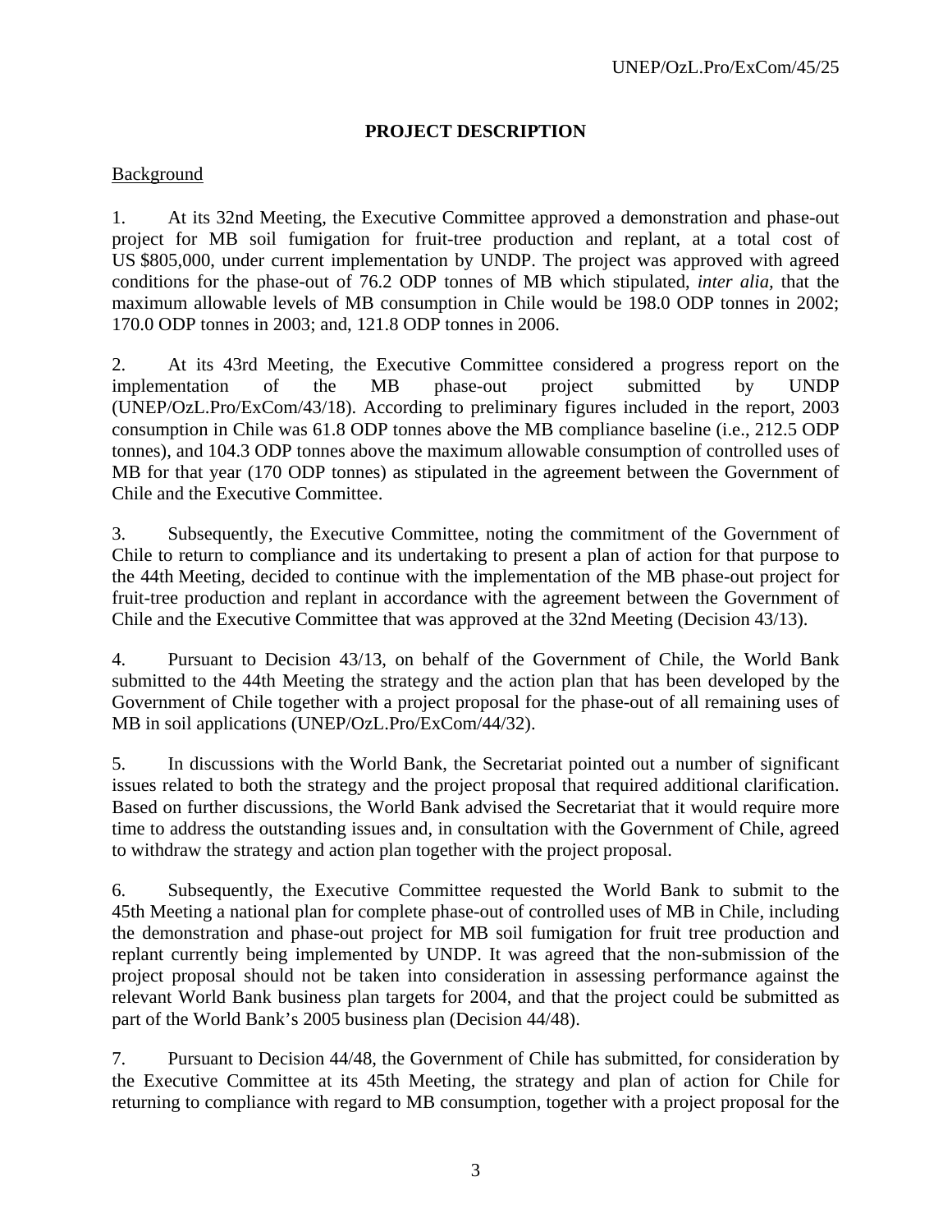## PROJECT DESCRIPTION

Background

1. At its 32nd Meeting, the Executive Committee approved a demonstration and phase-out project for MB soil fumigation for fruit-tree production and replant, at a total cost of US $805,000, under current implementation by UNDP. The project was approved with agreed conditions for the phase-out of 76.2 ODP tonnes of MB which stipulated, *inter alia*, that the maximum allowable levels of MB consumption in Chile would be 198.0 ODP tonnes in 2002; 170.0 ODP tonnes in 2003; and, 121.8 ODP tonnes in 2006.

2. At its 43rd Meeting, the Executive Committee considered a progress report on the implementation of the MB phase-out project submitted by UNDP (UNEP/OzL.Pro/ExCom/43/18). According to preliminary figures included in the report, 2003 consumption in Chile was 61.8 ODP tonnes above the MB compliance baseline (i.e., 212.5 ODP tonnes), and 104.3 ODP tonnes above the maximum allowable consumption of controlled uses of MB for that year (170 ODP tonnes) as stipulated in the agreement between the Government of Chile and the Executive Committee.

3. Subsequently, the Executive Committee, noting the commitment of the Government of Chile to return to compliance and its undertaking to present a plan of action for that purpose to the 44th Meeting, decided to continue with the implementation of the MB phase-out project for fruit-tree production and replant in accordance with the agreement between the Government of Chile and the Executive Committee that was approved at the 32nd Meeting (Decision 43/13).

4. Pursuant to Decision 43/13, on behalf of the Government of Chile, the World Bank submitted to the 44th Meeting the strategy and the action plan that has been developed by the Government of Chile together with a project proposal for the phase-out of all remaining uses of MB in soil applications (UNEP/OzL.Pro/ExCom/44/32).

5. In discussions with the World Bank, the Secretariat pointed out a number of significant issues related to both the strategy and the project proposal that required additional clarification. Based on further discussions, the World Bank advised the Secretariat that it would require more time to address the outstanding issues and, in consultation with the Government of Chile, agreed to withdraw the strategy and action plan together with the project proposal.

6. Subsequently, the Executive Committee requested the World Bank to submit to the 45th Meeting a national plan for complete phase-out of controlled uses of MB in Chile, including the demonstration and phase-out project for MB soil fumigation for fruit tree production and replant currently being implemented by UNDP. It was agreed that the non-submission of the project proposal should not be taken into consideration in assessing performance against the relevant World Bank business plan targets for 2004, and that the project could be submitted as part of the World Bank's 2005 business plan (Decision 44/48).

7. Pursuant to Decision 44/48, the Government of Chile has submitted, for consideration by the Executive Committee at its 45th Meeting, the strategy and plan of action for Chile for returning to compliance with regard to MB consumption, together with a project proposal for the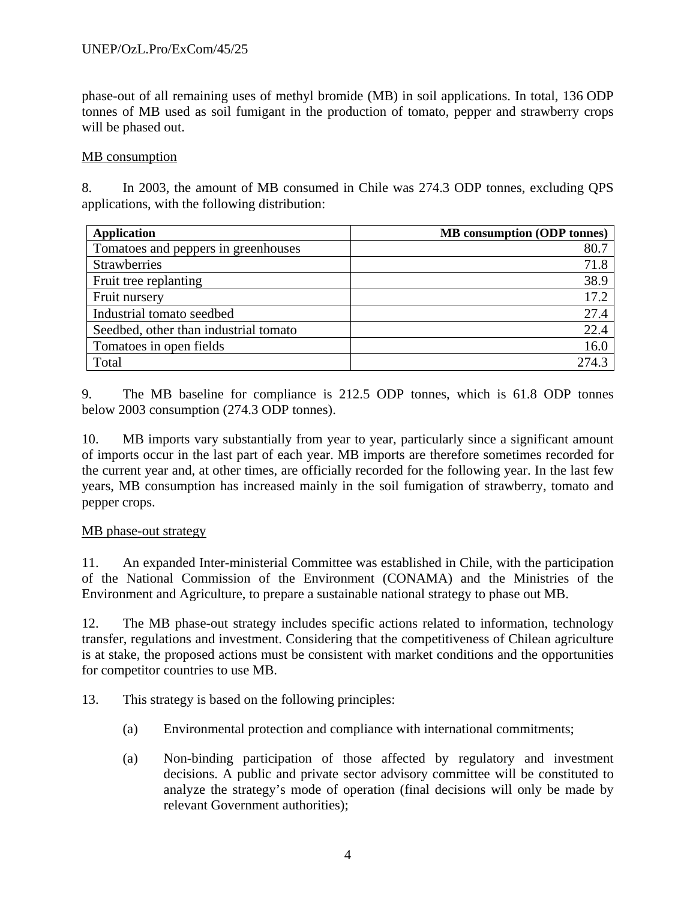phase-out of all remaining uses of methyl bromide (MB) in soil applications. In total, 136 ODP tonnes of MB used as soil fumigant in the production of tomato, pepper and strawberry crops will be phased out.

MB consumption

8. In 2003, the amount of MB consumed in Chile was 274.3 ODP tonnes, excluding QPS applications, with the following distribution:

| **Application** | **MB consumption (ODP tonnes)** |
|---|---:|
| Tomatoes and peppers in greenhouses | 80.7 |
| Strawberries | 71.8 |
| Fruit tree replanting | 38.9 |
| Fruit nursery | 17.2 |
| Industrial tomato seedbed | 27.4 |
| Seedbed, other than industrial tomato | 22.4 |
| Tomatoes in open fields | 16.0 |
| Total | 274.3 |

9. The MB baseline for compliance is 212.5 ODP tonnes, which is 61.8 ODP tonnes below 2003 consumption (274.3 ODP tonnes).

10. MB imports vary substantially from year to year, particularly since a significant amount of imports occur in the last part of each year. MB imports are therefore sometimes recorded for the current year and, at other times, are officially recorded for the following year. In the last few years, MB consumption has increased mainly in the soil fumigation of strawberry, tomato and pepper crops.

MB phase-out strategy

11. An expanded Inter-ministerial Committee was established in Chile, with the participation of the National Commission of the Environment (CONAMA) and the Ministries of the Environment and Agriculture, to prepare a sustainable national strategy to phase out MB.

12. The MB phase-out strategy includes specific actions related to information, technology transfer, regulations and investment. Considering that the competitiveness of Chilean agriculture is at stake, the proposed actions must be consistent with market conditions and the opportunities for competitor countries to use MB.

13. This strategy is based on the following principles:

(a) Environmental protection and compliance with international commitments;

(a) Non-binding participation of those affected by regulatory and investment decisions. A public and private sector advisory committee will be constituted to analyze the strategy's mode of operation (final decisions will only be made by relevant Government authorities);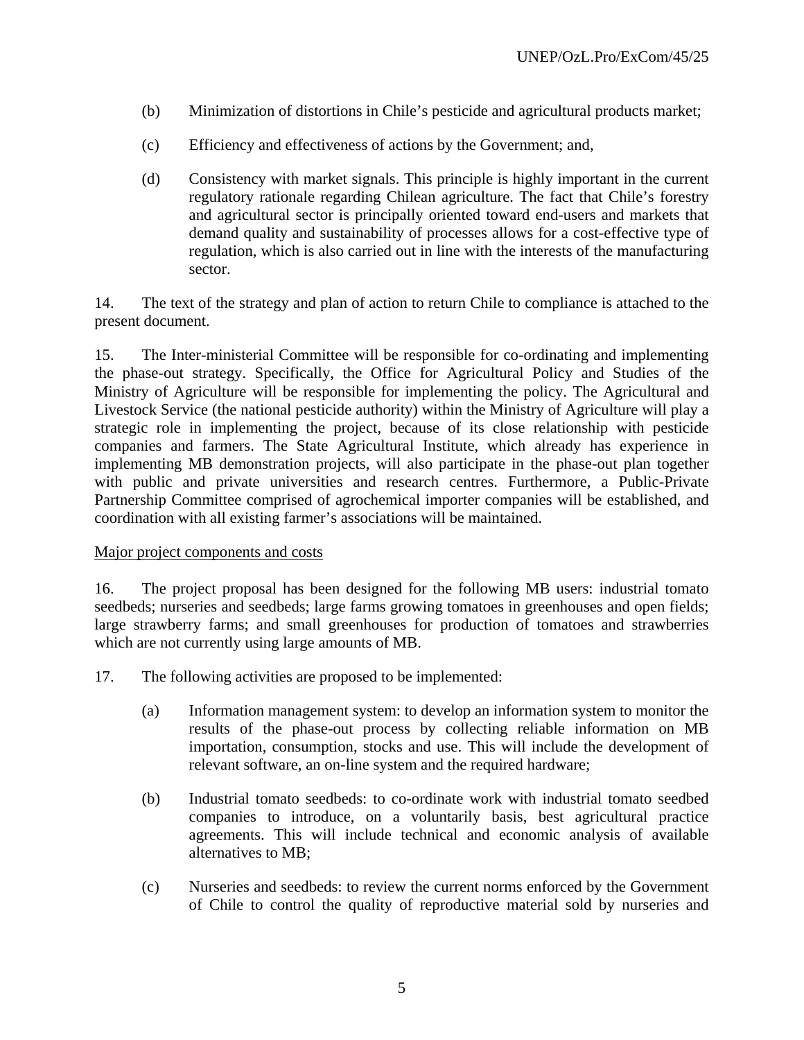(b) Minimization of distortions in Chile's pesticide and agricultural products market;

(c) Efficiency and effectiveness of actions by the Government; and,

(d) Consistency with market signals. This principle is highly important in the current regulatory rationale regarding Chilean agriculture. The fact that Chile's forestry and agricultural sector is principally oriented toward end-users and markets that demand quality and sustainability of processes allows for a cost-effective type of regulation, which is also carried out in line with the interests of the manufacturing sector.

14. The text of the strategy and plan of action to return Chile to compliance is attached to the present document.

15. The Inter-ministerial Committee will be responsible for co-ordinating and implementing the phase-out strategy. Specifically, the Office for Agricultural Policy and Studies of the Ministry of Agriculture will be responsible for implementing the policy. The Agricultural and Livestock Service (the national pesticide authority) within the Ministry of Agriculture will play a strategic role in implementing the project, because of its close relationship with pesticide companies and farmers. The State Agricultural Institute, which already has experience in implementing MB demonstration projects, will also participate in the phase-out plan together with public and private universities and research centres. Furthermore, a Public-Private Partnership Committee comprised of agrochemical importer companies will be established, and coordination with all existing farmer's associations will be maintained.

Major project components and costs

16. The project proposal has been designed for the following MB users: industrial tomato seedbeds; nurseries and seedbeds; large farms growing tomatoes in greenhouses and open fields; large strawberry farms; and small greenhouses for production of tomatoes and strawberries which are not currently using large amounts of MB.

17. The following activities are proposed to be implemented:

(a) Information management system: to develop an information system to monitor the results of the phase-out process by collecting reliable information on MB importation, consumption, stocks and use. This will include the development of relevant software, an on-line system and the required hardware;

(b) Industrial tomato seedbeds: to co-ordinate work with industrial tomato seedbed companies to introduce, on a voluntarily basis, best agricultural practice agreements. This will include technical and economic analysis of available alternatives to MB;

(c) Nurseries and seedbeds: to review the current norms enforced by the Government of Chile to control the quality of reproductive material sold by nurseries and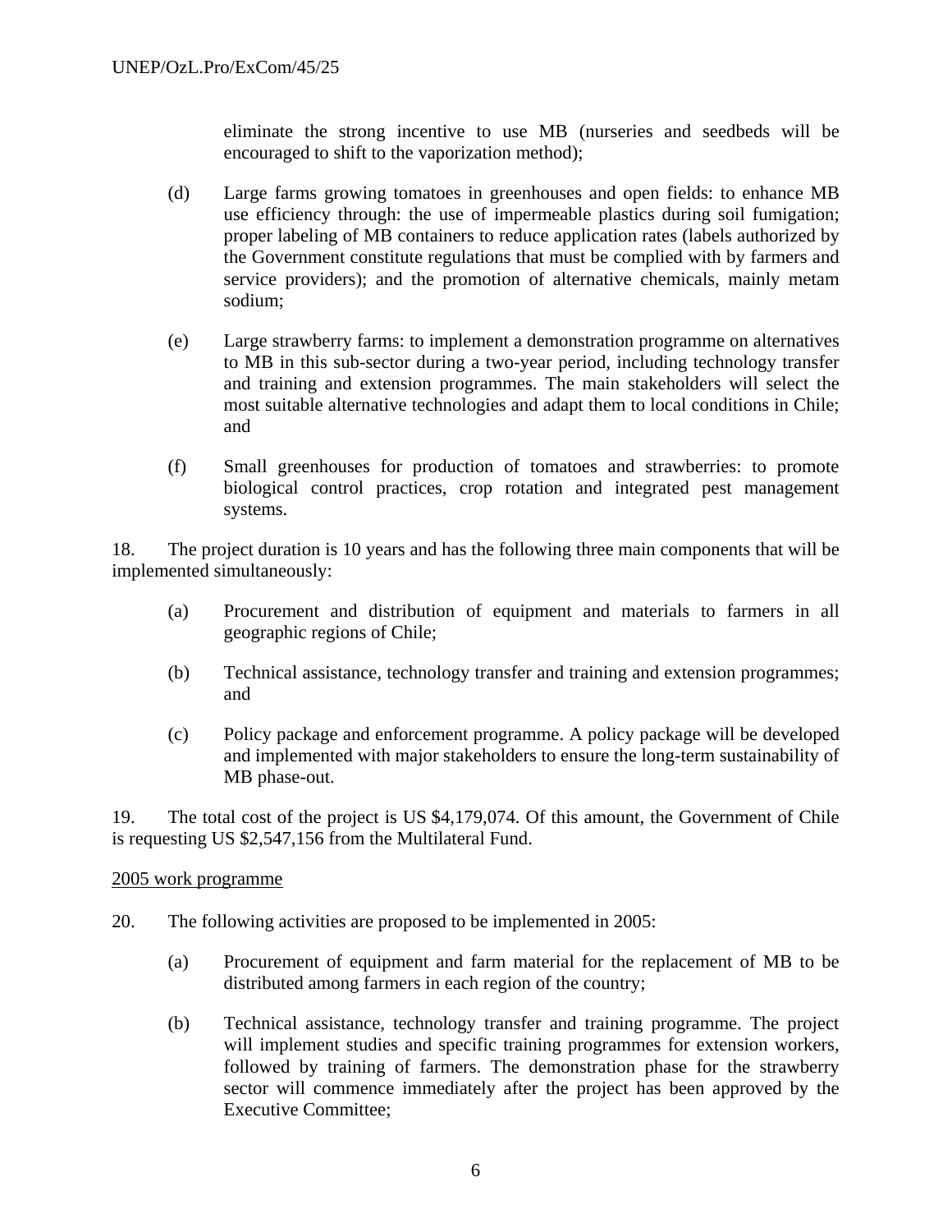eliminate the strong incentive to use MB (nurseries and seedbeds will be encouraged to shift to the vaporization method);

(d) Large farms growing tomatoes in greenhouses and open fields: to enhance MB use efficiency through: the use of impermeable plastics during soil fumigation; proper labeling of MB containers to reduce application rates (labels authorized by the Government constitute regulations that must be complied with by farmers and service providers); and the promotion of alternative chemicals, mainly metam sodium;

(e) Large strawberry farms: to implement a demonstration programme on alternatives to MB in this sub-sector during a two-year period, including technology transfer and training and extension programmes. The main stakeholders will select the most suitable alternative technologies and adapt them to local conditions in Chile; and

(f) Small greenhouses for production of tomatoes and strawberries: to promote biological control practices, crop rotation and integrated pest management systems.

18. The project duration is 10 years and has the following three main components that will be implemented simultaneously:

(a) Procurement and distribution of equipment and materials to farmers in all geographic regions of Chile;

(b) Technical assistance, technology transfer and training and extension programmes; and

(c) Policy package and enforcement programme. A policy package will be developed and implemented with major stakeholders to ensure the long-term sustainability of MB phase-out.

19. The total cost of the project is US $4,179,074. Of this amount, the Government of Chile is requesting US $2,547,156 from the Multilateral Fund.

2005 work programme

20. The following activities are proposed to be implemented in 2005:

(a) Procurement of equipment and farm material for the replacement of MB to be distributed among farmers in each region of the country;

(b) Technical assistance, technology transfer and training programme. The project will implement studies and specific training programmes for extension workers, followed by training of farmers. The demonstration phase for the strawberry sector will commence immediately after the project has been approved by the Executive Committee;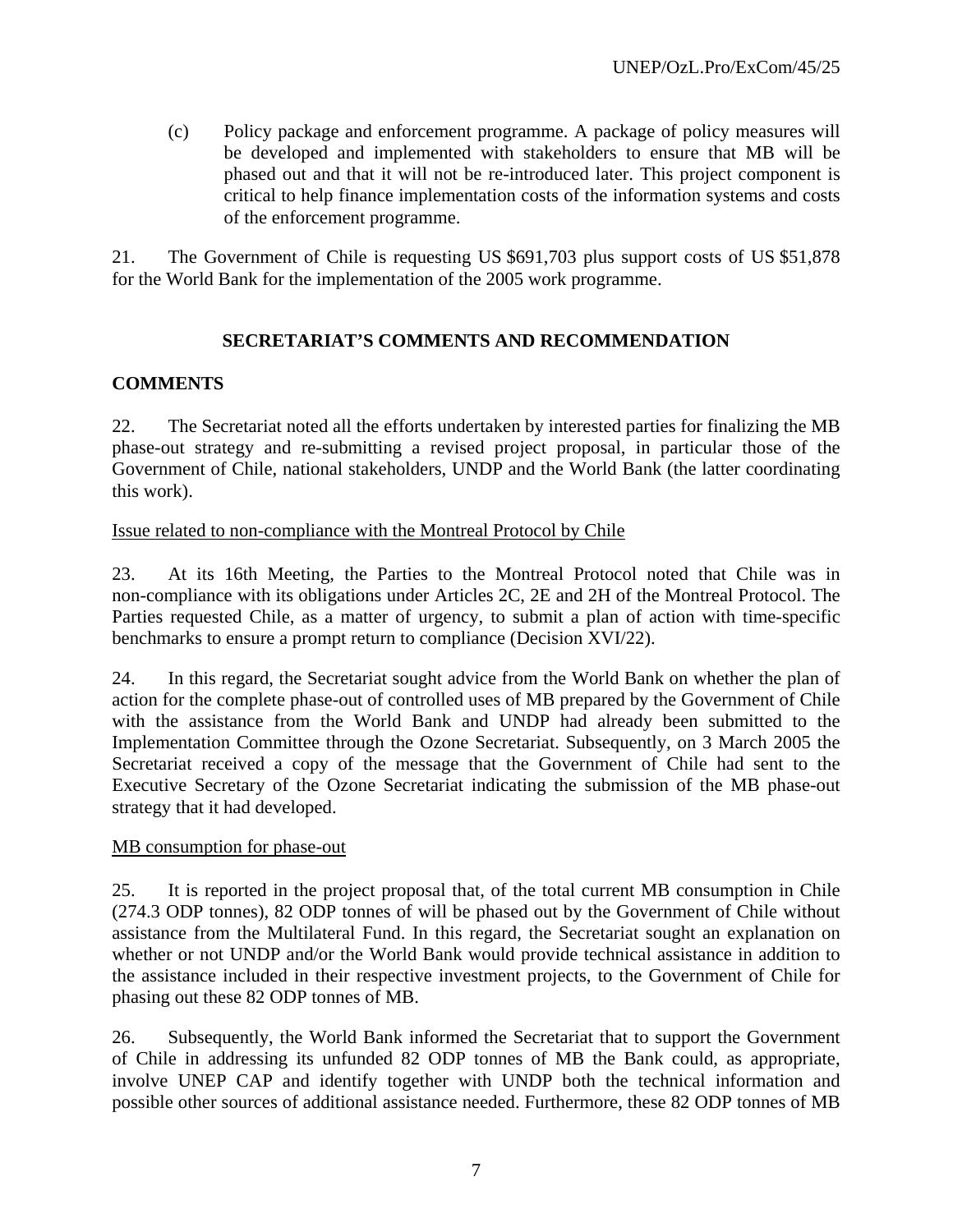(c) Policy package and enforcement programme. A package of policy measures will be developed and implemented with stakeholders to ensure that MB will be phased out and that it will not be re-introduced later. This project component is critical to help finance implementation costs of the information systems and costs of the enforcement programme.

21. The Government of Chile is requesting US $691,703 plus support costs of US $51,878 for the World Bank for the implementation of the 2005 work programme.

## SECRETARIAT'S COMMENTS AND RECOMMENDATION

### COMMENTS

22. The Secretariat noted all the efforts undertaken by interested parties for finalizing the MB phase-out strategy and re-submitting a revised project proposal, in particular those of the Government of Chile, national stakeholders, UNDP and the World Bank (the latter coordinating this work).

Issue related to non-compliance with the Montreal Protocol by Chile

23. At its 16th Meeting, the Parties to the Montreal Protocol noted that Chile was in non-compliance with its obligations under Articles 2C, 2E and 2H of the Montreal Protocol. The Parties requested Chile, as a matter of urgency, to submit a plan of action with time-specific benchmarks to ensure a prompt return to compliance (Decision XVI/22).

24. In this regard, the Secretariat sought advice from the World Bank on whether the plan of action for the complete phase-out of controlled uses of MB prepared by the Government of Chile with the assistance from the World Bank and UNDP had already been submitted to the Implementation Committee through the Ozone Secretariat. Subsequently, on 3 March 2005 the Secretariat received a copy of the message that the Government of Chile had sent to the Executive Secretary of the Ozone Secretariat indicating the submission of the MB phase-out strategy that it had developed.

MB consumption for phase-out

25. It is reported in the project proposal that, of the total current MB consumption in Chile (274.3 ODP tonnes), 82 ODP tonnes of will be phased out by the Government of Chile without assistance from the Multilateral Fund. In this regard, the Secretariat sought an explanation on whether or not UNDP and/or the World Bank would provide technical assistance in addition to the assistance included in their respective investment projects, to the Government of Chile for phasing out these 82 ODP tonnes of MB.

26. Subsequently, the World Bank informed the Secretariat that to support the Government of Chile in addressing its unfunded 82 ODP tonnes of MB the Bank could, as appropriate, involve UNEP CAP and identify together with UNDP both the technical information and possible other sources of additional assistance needed. Furthermore, these 82 ODP tonnes of MB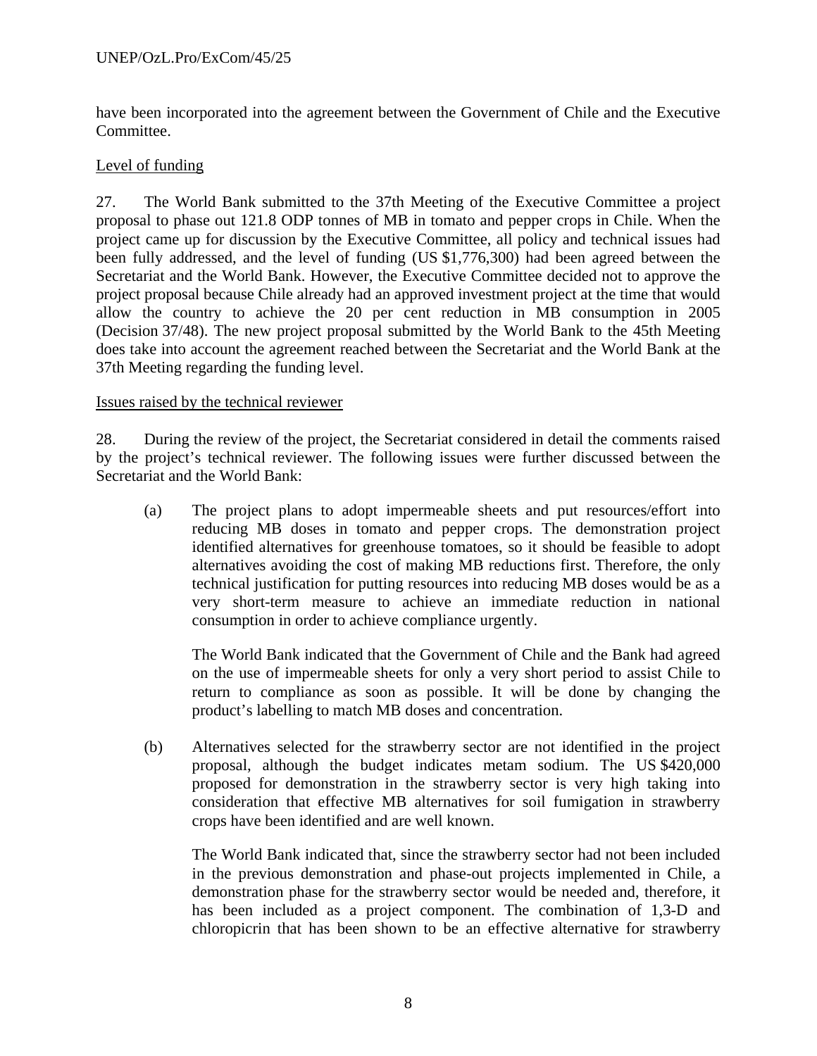have been incorporated into the agreement between the Government of Chile and the Executive Committee.

Level of funding

27. The World Bank submitted to the 37th Meeting of the Executive Committee a project proposal to phase out 121.8 ODP tonnes of MB in tomato and pepper crops in Chile. When the project came up for discussion by the Executive Committee, all policy and technical issues had been fully addressed, and the level of funding (US $1,776,300) had been agreed between the Secretariat and the World Bank. However, the Executive Committee decided not to approve the project proposal because Chile already had an approved investment project at the time that would allow the country to achieve the 20 per cent reduction in MB consumption in 2005 (Decision 37/48). The new project proposal submitted by the World Bank to the 45th Meeting does take into account the agreement reached between the Secretariat and the World Bank at the 37th Meeting regarding the funding level.

Issues raised by the technical reviewer

28. During the review of the project, the Secretariat considered in detail the comments raised by the project's technical reviewer. The following issues were further discussed between the Secretariat and the World Bank:

(a) The project plans to adopt impermeable sheets and put resources/effort into reducing MB doses in tomato and pepper crops. The demonstration project identified alternatives for greenhouse tomatoes, so it should be feasible to adopt alternatives avoiding the cost of making MB reductions first. Therefore, the only technical justification for putting resources into reducing MB doses would be as a very short-term measure to achieve an immediate reduction in national consumption in order to achieve compliance urgently.

The World Bank indicated that the Government of Chile and the Bank had agreed on the use of impermeable sheets for only a very short period to assist Chile to return to compliance as soon as possible. It will be done by changing the product's labelling to match MB doses and concentration.

(b) Alternatives selected for the strawberry sector are not identified in the project proposal, although the budget indicates metam sodium. The US $420,000 proposed for demonstration in the strawberry sector is very high taking into consideration that effective MB alternatives for soil fumigation in strawberry crops have been identified and are well known.

The World Bank indicated that, since the strawberry sector had not been included in the previous demonstration and phase-out projects implemented in Chile, a demonstration phase for the strawberry sector would be needed and, therefore, it has been included as a project component. The combination of 1,3-D and chloropicrin that has been shown to be an effective alternative for strawberry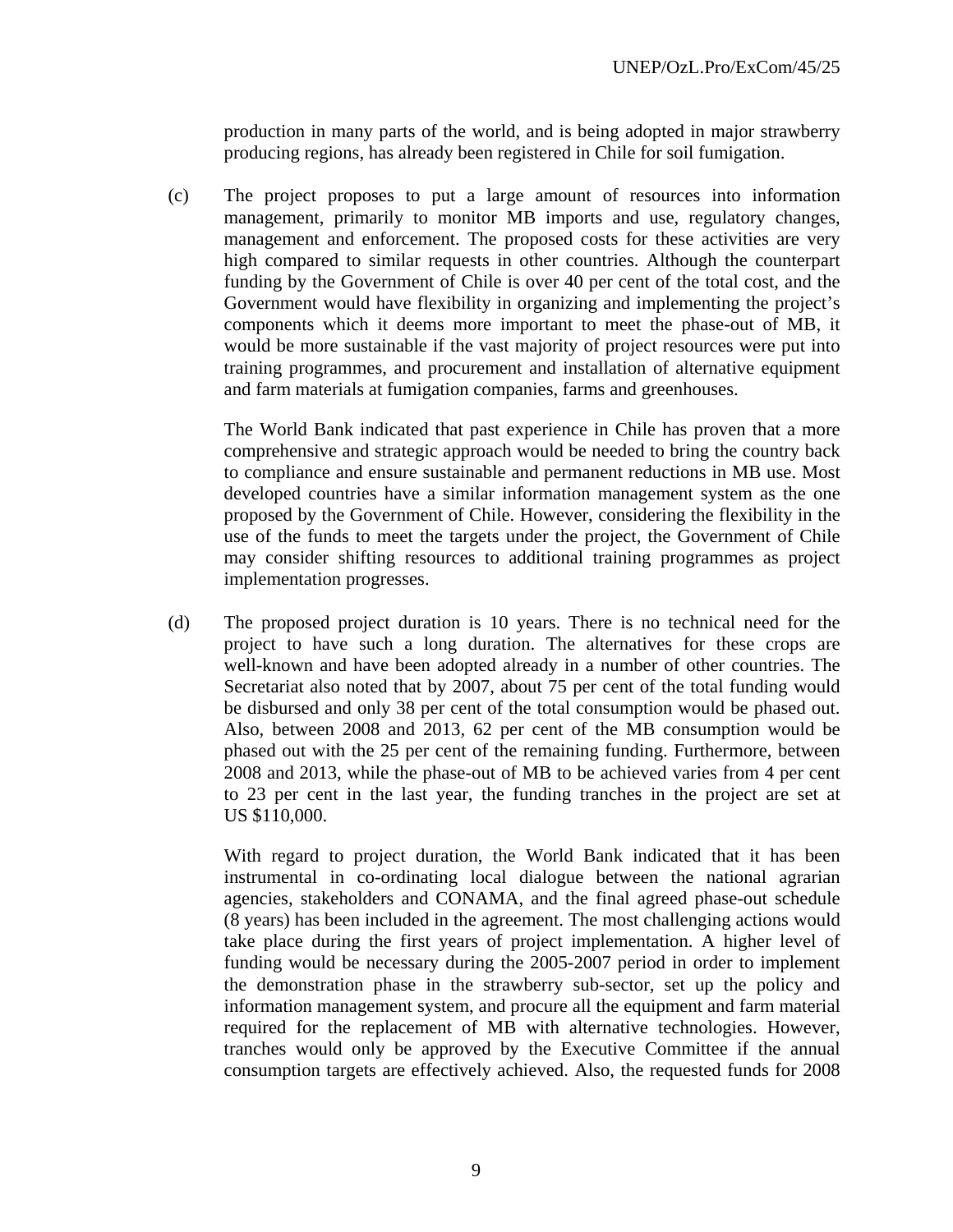production in many parts of the world, and is being adopted in major strawberry producing regions, has already been registered in Chile for soil fumigation.

(c) The project proposes to put a large amount of resources into information management, primarily to monitor MB imports and use, regulatory changes, management and enforcement. The proposed costs for these activities are very high compared to similar requests in other countries. Although the counterpart funding by the Government of Chile is over 40 per cent of the total cost, and the Government would have flexibility in organizing and implementing the project's components which it deems more important to meet the phase-out of MB, it would be more sustainable if the vast majority of project resources were put into training programmes, and procurement and installation of alternative equipment and farm materials at fumigation companies, farms and greenhouses.

The World Bank indicated that past experience in Chile has proven that a more comprehensive and strategic approach would be needed to bring the country back to compliance and ensure sustainable and permanent reductions in MB use. Most developed countries have a similar information management system as the one proposed by the Government of Chile. However, considering the flexibility in the use of the funds to meet the targets under the project, the Government of Chile may consider shifting resources to additional training programmes as project implementation progresses.

(d) The proposed project duration is 10 years. There is no technical need for the project to have such a long duration. The alternatives for these crops are well-known and have been adopted already in a number of other countries. The Secretariat also noted that by 2007, about 75 per cent of the total funding would be disbursed and only 38 per cent of the total consumption would be phased out. Also, between 2008 and 2013, 62 per cent of the MB consumption would be phased out with the 25 per cent of the remaining funding. Furthermore, between 2008 and 2013, while the phase-out of MB to be achieved varies from 4 per cent to 23 per cent in the last year, the funding tranches in the project are set at US $110,000.

With regard to project duration, the World Bank indicated that it has been instrumental in co-ordinating local dialogue between the national agrarian agencies, stakeholders and CONAMA, and the final agreed phase-out schedule (8 years) has been included in the agreement. The most challenging actions would take place during the first years of project implementation. A higher level of funding would be necessary during the 2005-2007 period in order to implement the demonstration phase in the strawberry sub-sector, set up the policy and information management system, and procure all the equipment and farm material required for the replacement of MB with alternative technologies. However, tranches would only be approved by the Executive Committee if the annual consumption targets are effectively achieved. Also, the requested funds for 2008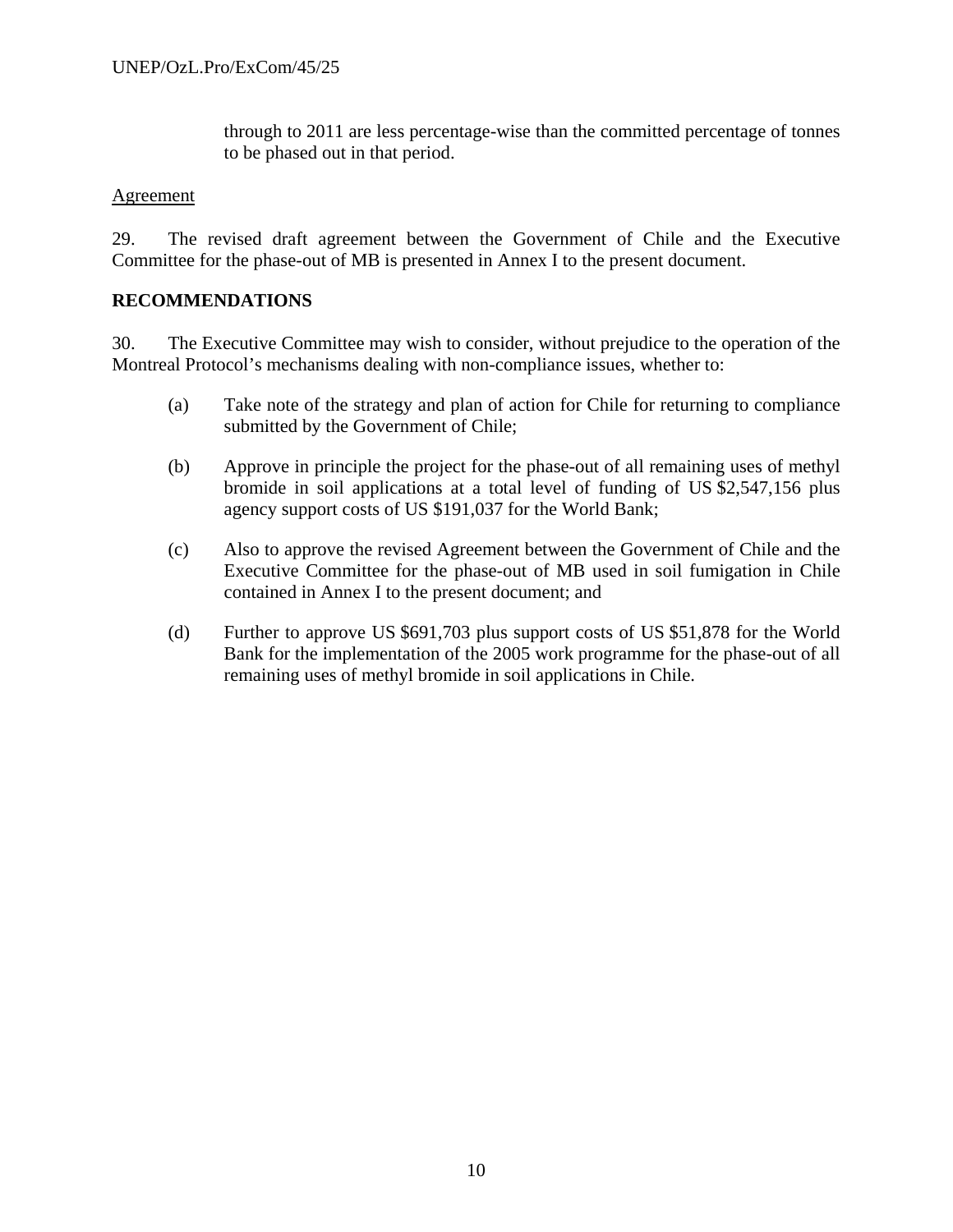through to 2011 are less percentage-wise than the committed percentage of tonnes to be phased out in that period.

Agreement

29. The revised draft agreement between the Government of Chile and the Executive Committee for the phase-out of MB is presented in Annex I to the present document.

**RECOMMENDATIONS**

30. The Executive Committee may wish to consider, without prejudice to the operation of the Montreal Protocol's mechanisms dealing with non-compliance issues, whether to:

(a) Take note of the strategy and plan of action for Chile for returning to compliance submitted by the Government of Chile;

(b) Approve in principle the project for the phase-out of all remaining uses of methyl bromide in soil applications at a total level of funding of US $2,547,156 plus agency support costs of US $191,037 for the World Bank;

(c) Also to approve the revised Agreement between the Government of Chile and the Executive Committee for the phase-out of MB used in soil fumigation in Chile contained in Annex I to the present document; and

(d) Further to approve US $691,703 plus support costs of US $51,878 for the World Bank for the implementation of the 2005 work programme for the phase-out of all remaining uses of methyl bromide in soil applications in Chile.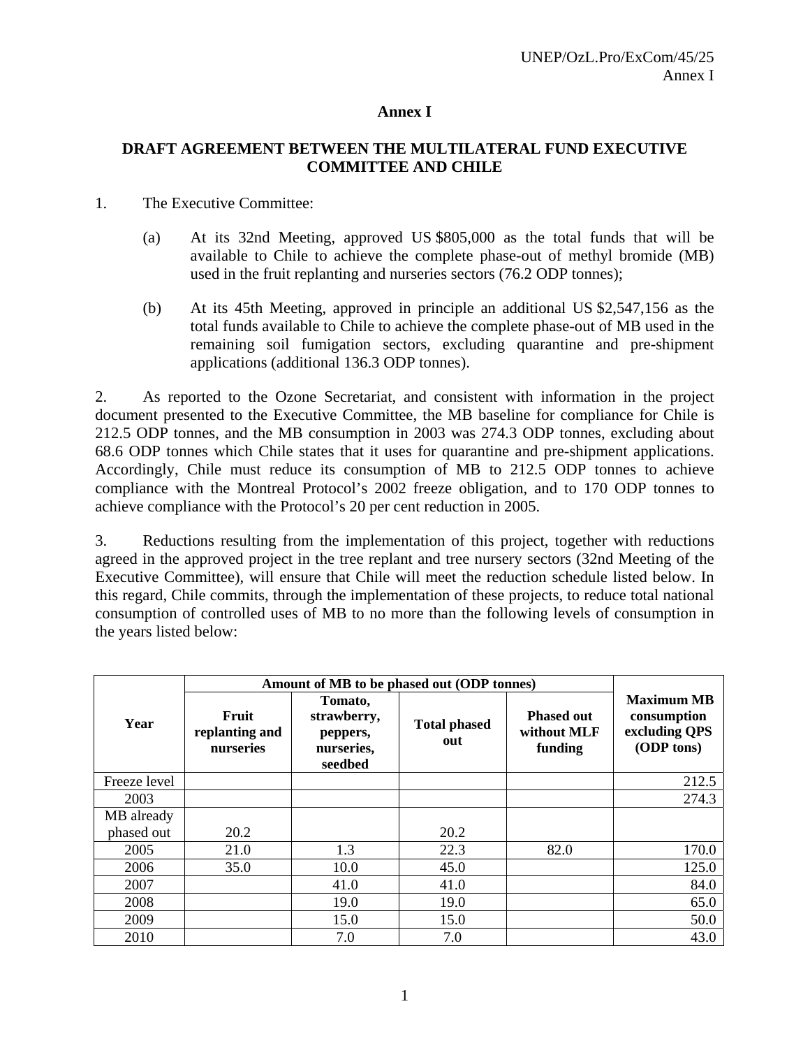## Annex I

### DRAFT AGREEMENT BETWEEN THE MULTILATERAL FUND EXECUTIVE COMMITTEE AND CHILE

1. The Executive Committee:

   (a) At its 32nd Meeting, approved US $805,000 as the total funds that will be available to Chile to achieve the complete phase-out of methyl bromide (MB) used in the fruit replanting and nurseries sectors (76.2 ODP tonnes);

   (b) At its 45th Meeting, approved in principle an additional US $2,547,156 as the total funds available to Chile to achieve the complete phase-out of MB used in the remaining soil fumigation sectors, excluding quarantine and pre-shipment applications (additional 136.3 ODP tonnes).

2. As reported to the Ozone Secretariat, and consistent with information in the project document presented to the Executive Committee, the MB baseline for compliance for Chile is 212.5 ODP tonnes, and the MB consumption in 2003 was 274.3 ODP tonnes, excluding about 68.6 ODP tonnes which Chile states that it uses for quarantine and pre-shipment applications. Accordingly, Chile must reduce its consumption of MB to 212.5 ODP tonnes to achieve compliance with the Montreal Protocol's 2002 freeze obligation, and to 170 ODP tonnes to achieve compliance with the Protocol's 20 per cent reduction in 2005.

3. Reductions resulting from the implementation of this project, together with reductions agreed in the approved project in the tree replant and tree nursery sectors (32nd Meeting of the Executive Committee), will ensure that Chile will meet the reduction schedule listed below. In this regard, Chile commits, through the implementation of these projects, to reduce total national consumption of controlled uses of MB to no more than the following levels of consumption in the years listed below:

| Year | Amount of MB to be phased out (ODP tonnes) | | | | Maximum MB consumption excluding QPS (ODP tons) |
|---|---|---|---|---|---|
| | Fruit replanting and nurseries | Tomato, strawberry, peppers, nurseries, seedbed | Total phased out | Phased out without MLF funding | |
| Freeze level | | | | | 212.5 |
| 2003 | | | | | 274.3 |
| MB already phased out | 20.2 | | 20.2 | | |
| 2005 | 21.0 | 1.3 | 22.3 | 82.0 | 170.0 |
| 2006 | 35.0 | 10.0 | 45.0 | | 125.0 |
| 2007 | | 41.0 | 41.0 | | 84.0 |
| 2008 | | 19.0 | 19.0 | | 65.0 |
| 2009 | | 15.0 | 15.0 | | 50.0 |
| 2010 | | 7.0 | 7.0 | | 43.0 |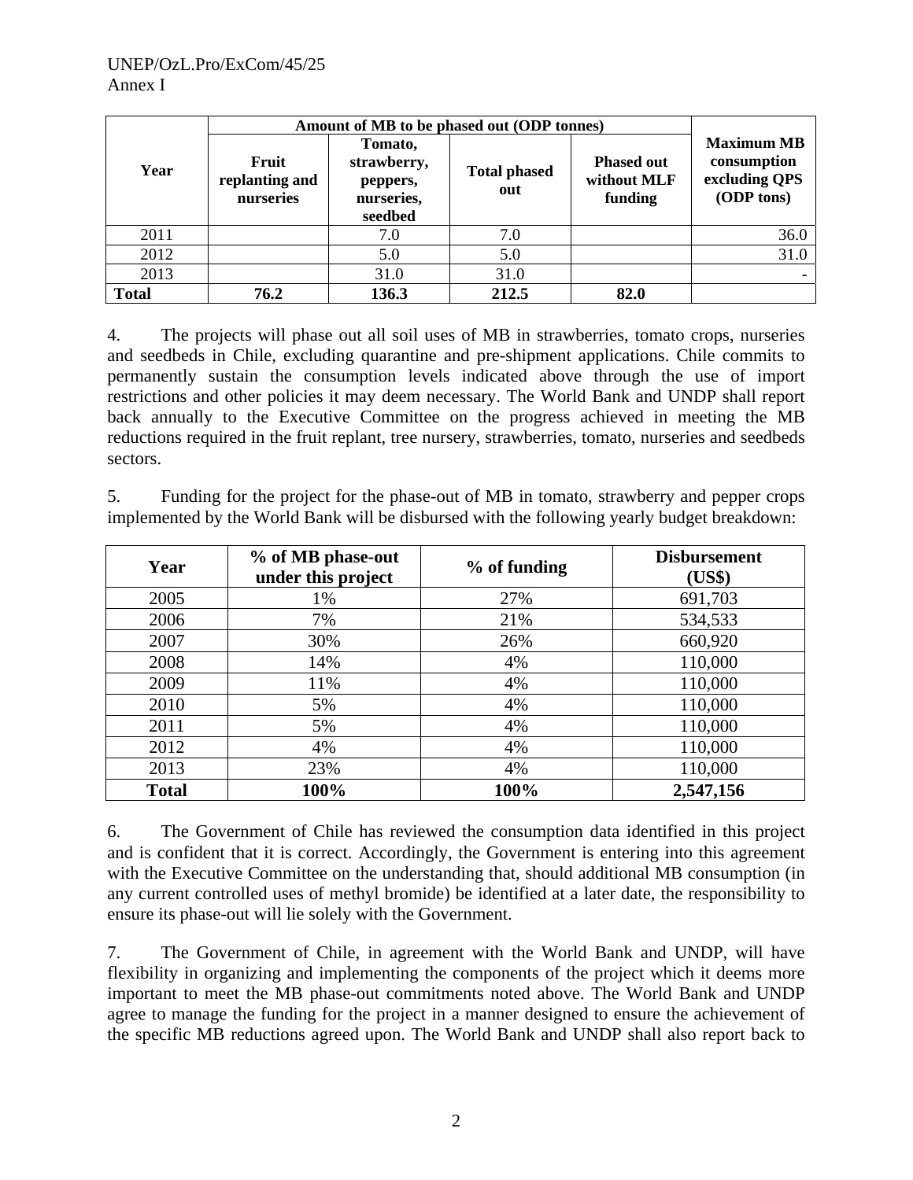| Year | Amount of MB to be phased out (ODP tonnes) | | | | Maximum MB consumption excluding QPS (ODP tons) |
|---|---|---|---|---|---|
| | Fruit replanting and nurseries | Tomato, strawberry, peppers, nurseries, seedbed | Total phased out | Phased out without MLF funding | |
| 2011 | | 7.0 | 7.0 | | 36.0 |
| 2012 | | 5.0 | 5.0 | | 31.0 |
| 2013 | | 31.0 | 31.0 | | - |
| **Total** | **76.2** | **136.3** | **212.5** | **82.0** | |

4. The projects will phase out all soil uses of MB in strawberries, tomato crops, nurseries and seedbeds in Chile, excluding quarantine and pre-shipment applications. Chile commits to permanently sustain the consumption levels indicated above through the use of import restrictions and other policies it may deem necessary. The World Bank and UNDP shall report back annually to the Executive Committee on the progress achieved in meeting the MB reductions required in the fruit replant, tree nursery, strawberries, tomato, nurseries and seedbeds sectors.

5. Funding for the project for the phase-out of MB in tomato, strawberry and pepper crops implemented by the World Bank will be disbursed with the following yearly budget breakdown:

| Year | % of MB phase-out under this project | % of funding | Disbursement (US$) |
|---|---|---|---|
| 2005 | 1% | 27% | 691,703 |
| 2006 | 7% | 21% | 534,533 |
| 2007 | 30% | 26% | 660,920 |
| 2008 | 14% | 4% | 110,000 |
| 2009 | 11% | 4% | 110,000 |
| 2010 | 5% | 4% | 110,000 |
| 2011 | 5% | 4% | 110,000 |
| 2012 | 4% | 4% | 110,000 |
| 2013 | 23% | 4% | 110,000 |
| **Total** | **100%** | **100%** | **2,547,156** |

6. The Government of Chile has reviewed the consumption data identified in this project and is confident that it is correct. Accordingly, the Government is entering into this agreement with the Executive Committee on the understanding that, should additional MB consumption (in any current controlled uses of methyl bromide) be identified at a later date, the responsibility to ensure its phase-out will lie solely with the Government.

7. The Government of Chile, in agreement with the World Bank and UNDP, will have flexibility in organizing and implementing the components of the project which it deems more important to meet the MB phase-out commitments noted above. The World Bank and UNDP agree to manage the funding for the project in a manner designed to ensure the achievement of the specific MB reductions agreed upon. The World Bank and UNDP shall also report back to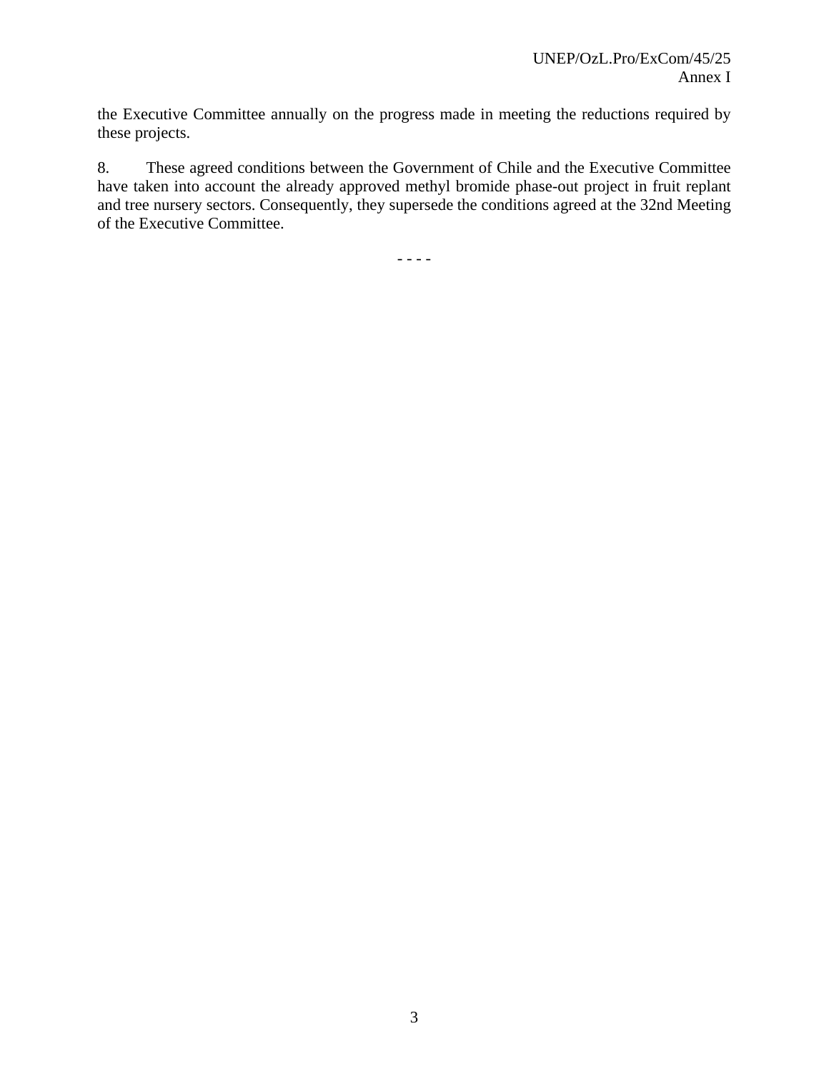the Executive Committee annually on the progress made in meeting the reductions required by these projects.

8. These agreed conditions between the Government of Chile and the Executive Committee have taken into account the already approved methyl bromide phase-out project in fruit replant and tree nursery sectors. Consequently, they supersede the conditions agreed at the 32nd Meeting of the Executive Committee.

- - - -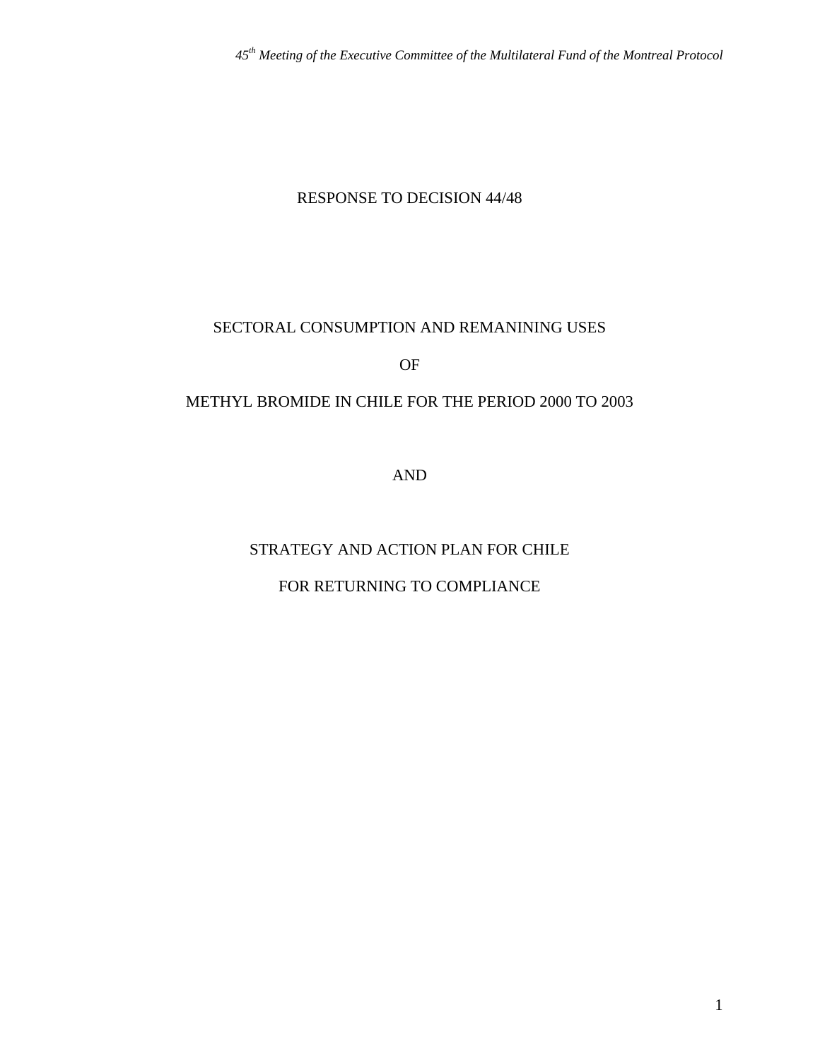RESPONSE TO DECISION 44/48

SECTORAL CONSUMPTION AND REMANINING USES

OF

METHYL BROMIDE IN CHILE FOR THE PERIOD 2000 TO 2003

AND

STRATEGY AND ACTION PLAN FOR CHILE

FOR RETURNING TO COMPLIANCE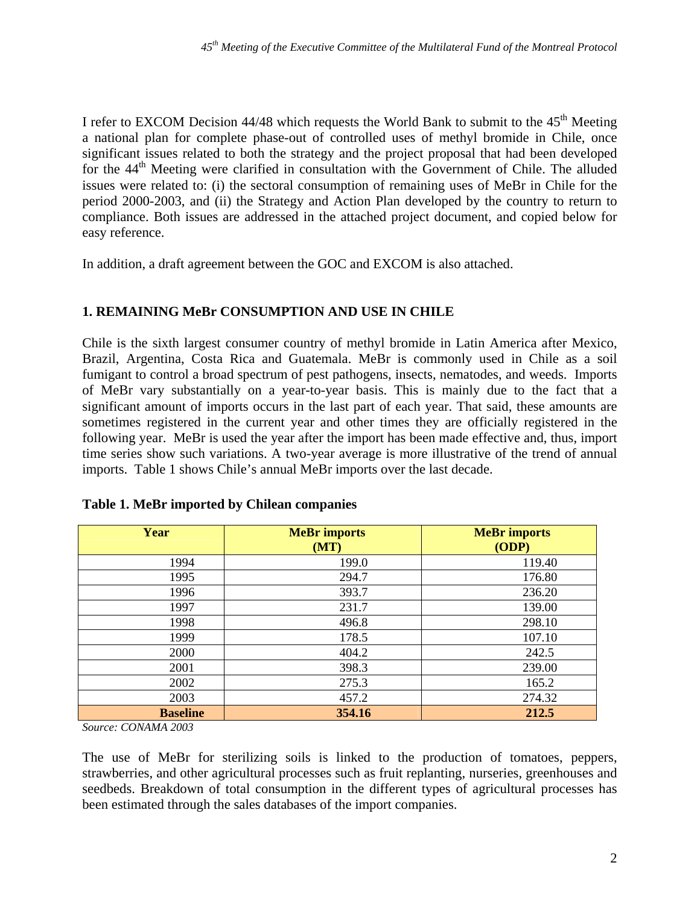I refer to EXCOM Decision 44/48 which requests the World Bank to submit to the 45th Meeting a national plan for complete phase-out of controlled uses of methyl bromide in Chile, once significant issues related to both the strategy and the project proposal that had been developed for the 44th Meeting were clarified in consultation with the Government of Chile. The alluded issues were related to: (i) the sectoral consumption of remaining uses of MeBr in Chile for the period 2000-2003, and (ii) the Strategy and Action Plan developed by the country to return to compliance. Both issues are addressed in the attached project document, and copied below for easy reference.

In addition, a draft agreement between the GOC and EXCOM is also attached.

## 1. REMAINING MeBr CONSUMPTION AND USE IN CHILE

Chile is the sixth largest consumer country of methyl bromide in Latin America after Mexico, Brazil, Argentina, Costa Rica and Guatemala. MeBr is commonly used in Chile as a soil fumigant to control a broad spectrum of pest pathogens, insects, nematodes, and weeds. Imports of MeBr vary substantially on a year-to-year basis. This is mainly due to the fact that a significant amount of imports occurs in the last part of each year. That said, these amounts are sometimes registered in the current year and other times they are officially registered in the following year. MeBr is used the year after the import has been made effective and, thus, import time series show such variations. A two-year average is more illustrative of the trend of annual imports. Table 1 shows Chile's annual MeBr imports over the last decade.

**Table 1. MeBr imported by Chilean companies**

| Year | MeBr imports (MT) | MeBr imports (ODP) |
|---|---|---|
| 1994 | 199.0 | 119.40 |
| 1995 | 294.7 | 176.80 |
| 1996 | 393.7 | 236.20 |
| 1997 | 231.7 | 139.00 |
| 1998 | 496.8 | 298.10 |
| 1999 | 178.5 | 107.10 |
| 2000 | 404.2 | 242.5 |
| 2001 | 398.3 | 239.00 |
| 2002 | 275.3 | 165.2 |
| 2003 | 457.2 | 274.32 |
| **Baseline** | **354.16** | **212.5** |

*Source: CONAMA 2003*

The use of MeBr for sterilizing soils is linked to the production of tomatoes, peppers, strawberries, and other agricultural processes such as fruit replanting, nurseries, greenhouses and seedbeds. Breakdown of total consumption in the different types of agricultural processes has been estimated through the sales databases of the import companies.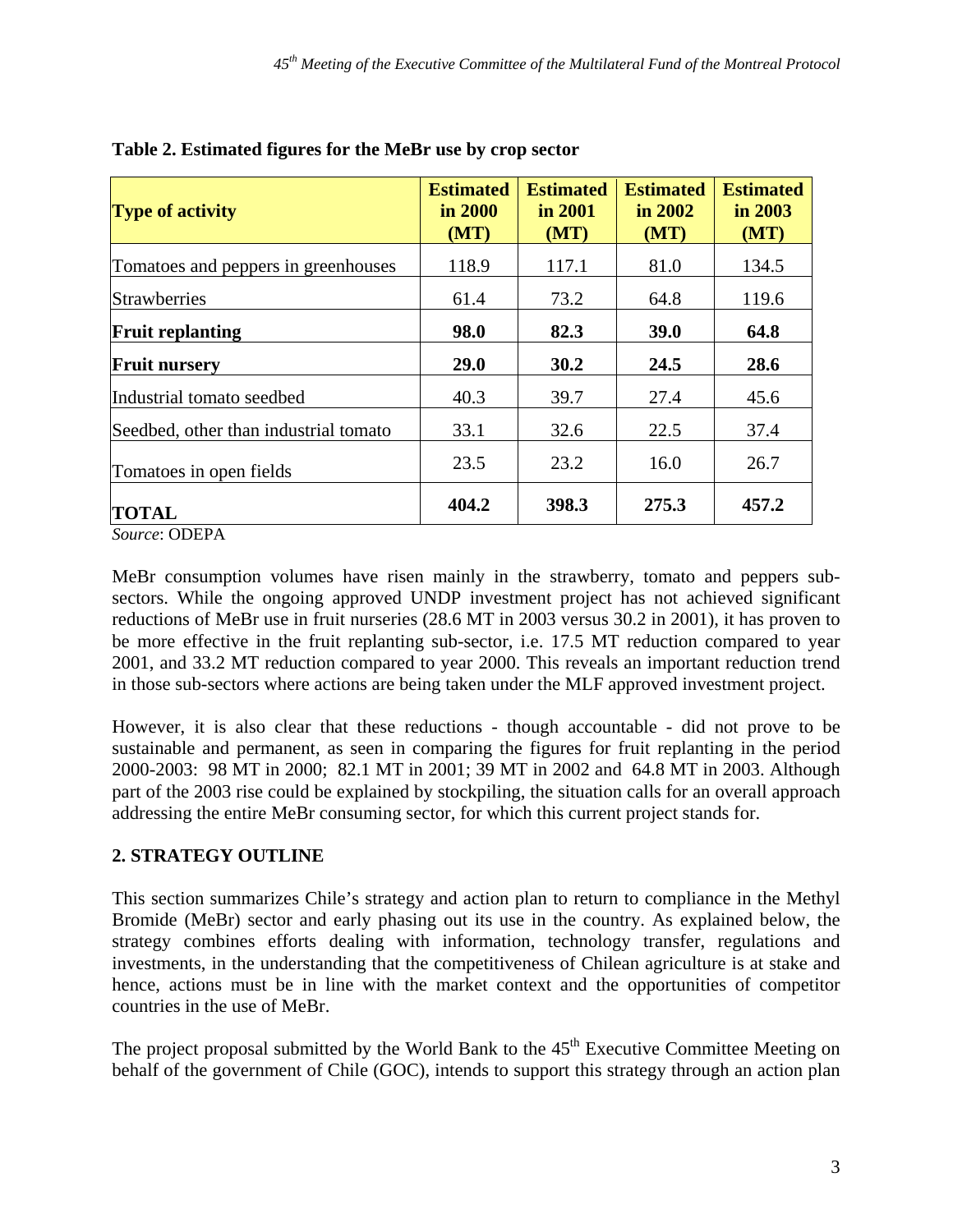**Table 2. Estimated figures for the MeBr use by crop sector**

| **Type of activity** | **Estimated in 2000 (MT)** | **Estimated in 2001 (MT)** | **Estimated in 2002 (MT)** | **Estimated in 2003 (MT)** |
|---|---|---|---|---|
| Tomatoes and peppers in greenhouses | 118.9 | 117.1 | 81.0 | 134.5 |
| Strawberries | 61.4 | 73.2 | 64.8 | 119.6 |
| **Fruit replanting** | **98.0** | **82.3** | **39.0** | **64.8** |
| **Fruit nursery** | **29.0** | **30.2** | **24.5** | **28.6** |
| Industrial tomato seedbed | 40.3 | 39.7 | 27.4 | 45.6 |
| Seedbed, other than industrial tomato | 33.1 | 32.6 | 22.5 | 37.4 |
| Tomatoes in open fields | 23.5 | 23.2 | 16.0 | 26.7 |
| **TOTAL** | **404.2** | **398.3** | **275.3** | **457.2** |

*Source*: ODEPA

MeBr consumption volumes have risen mainly in the strawberry, tomato and peppers sub-sectors. While the ongoing approved UNDP investment project has not achieved significant reductions of MeBr use in fruit nurseries (28.6 MT in 2003 versus 30.2 in 2001), it has proven to be more effective in the fruit replanting sub-sector, i.e. 17.5 MT reduction compared to year 2001, and 33.2 MT reduction compared to year 2000. This reveals an important reduction trend in those sub-sectors where actions are being taken under the MLF approved investment project.

However, it is also clear that these reductions - though accountable - did not prove to be sustainable and permanent, as seen in comparing the figures for fruit replanting in the period 2000-2003: 98 MT in 2000; 82.1 MT in 2001; 39 MT in 2002 and 64.8 MT in 2003. Although part of the 2003 rise could be explained by stockpiling, the situation calls for an overall approach addressing the entire MeBr consuming sector, for which this current project stands for.

## 2. STRATEGY OUTLINE

This section summarizes Chile's strategy and action plan to return to compliance in the Methyl Bromide (MeBr) sector and early phasing out its use in the country. As explained below, the strategy combines efforts dealing with information, technology transfer, regulations and investments, in the understanding that the competitiveness of Chilean agriculture is at stake and hence, actions must be in line with the market context and the opportunities of competitor countries in the use of MeBr.

The project proposal submitted by the World Bank to the 45th Executive Committee Meeting on behalf of the government of Chile (GOC), intends to support this strategy through an action plan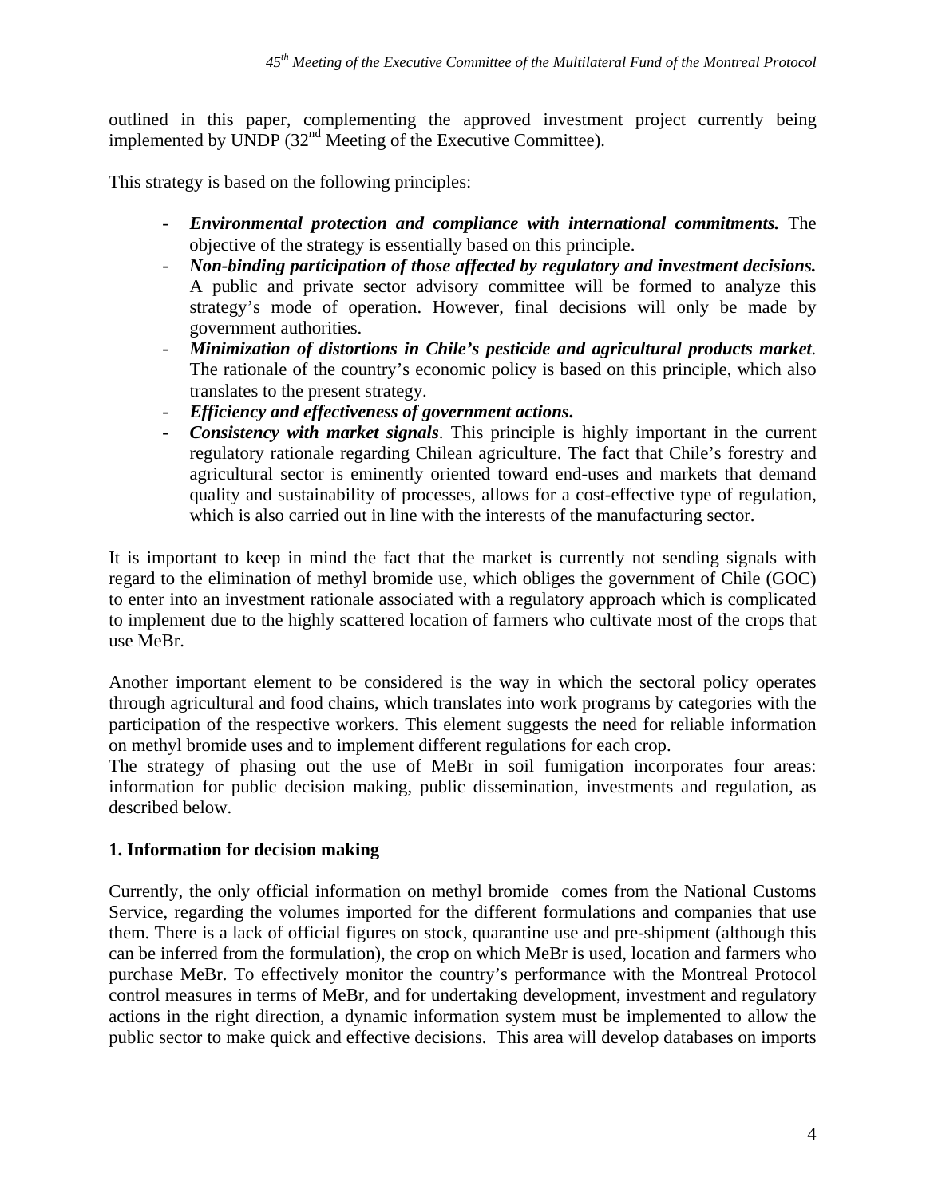outlined in this paper, complementing the approved investment project currently being implemented by UNDP (32nd Meeting of the Executive Committee).

This strategy is based on the following principles:

- ***Environmental protection and compliance with international commitments.*** The objective of the strategy is essentially based on this principle.
- ***Non-binding participation of those affected by regulatory and investment decisions.*** A public and private sector advisory committee will be formed to analyze this strategy's mode of operation. However, final decisions will only be made by government authorities.
- ***Minimization of distortions in Chile's pesticide and agricultural products market***. The rationale of the country's economic policy is based on this principle, which also translates to the present strategy.
- ***Efficiency and effectiveness of government actions.***
- ***Consistency with market signals***. This principle is highly important in the current regulatory rationale regarding Chilean agriculture. The fact that Chile's forestry and agricultural sector is eminently oriented toward end-uses and markets that demand quality and sustainability of processes, allows for a cost-effective type of regulation, which is also carried out in line with the interests of the manufacturing sector.

It is important to keep in mind the fact that the market is currently not sending signals with regard to the elimination of methyl bromide use, which obliges the government of Chile (GOC) to enter into an investment rationale associated with a regulatory approach which is complicated to implement due to the highly scattered location of farmers who cultivate most of the crops that use MeBr.

Another important element to be considered is the way in which the sectoral policy operates through agricultural and food chains, which translates into work programs by categories with the participation of the respective workers. This element suggests the need for reliable information on methyl bromide uses and to implement different regulations for each crop.

The strategy of phasing out the use of MeBr in soil fumigation incorporates four areas: information for public decision making, public dissemination, investments and regulation, as described below.

**1. Information for decision making**

Currently, the only official information on methyl bromide comes from the National Customs Service, regarding the volumes imported for the different formulations and companies that use them. There is a lack of official figures on stock, quarantine use and pre-shipment (although this can be inferred from the formulation), the crop on which MeBr is used, location and farmers who purchase MeBr. To effectively monitor the country's performance with the Montreal Protocol control measures in terms of MeBr, and for undertaking development, investment and regulatory actions in the right direction, a dynamic information system must be implemented to allow the public sector to make quick and effective decisions. This area will develop databases on imports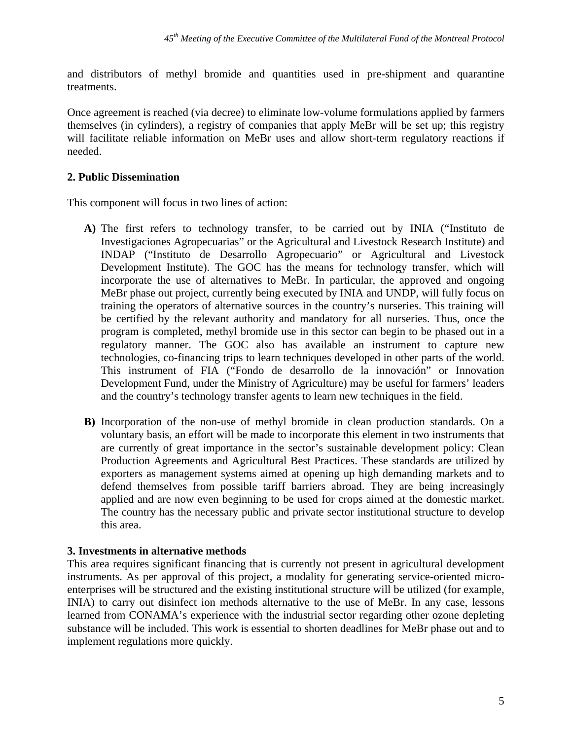and distributors of methyl bromide and quantities used in pre-shipment and quarantine treatments.

Once agreement is reached (via decree) to eliminate low-volume formulations applied by farmers themselves (in cylinders), a registry of companies that apply MeBr will be set up; this registry will facilitate reliable information on MeBr uses and allow short-term regulatory reactions if needed.

**2. Public Dissemination**

This component will focus in two lines of action:

**A)** The first refers to technology transfer, to be carried out by INIA ("Instituto de Investigaciones Agropecuarias" or the Agricultural and Livestock Research Institute) and INDAP ("Instituto de Desarrollo Agropecuario" or Agricultural and Livestock Development Institute). The GOC has the means for technology transfer, which will incorporate the use of alternatives to MeBr. In particular, the approved and ongoing MeBr phase out project, currently being executed by INIA and UNDP, will fully focus on training the operators of alternative sources in the country's nurseries. This training will be certified by the relevant authority and mandatory for all nurseries. Thus, once the program is completed, methyl bromide use in this sector can begin to be phased out in a regulatory manner. The GOC also has available an instrument to capture new technologies, co-financing trips to learn techniques developed in other parts of the world. This instrument of FIA ("Fondo de desarrollo de la innovación" or Innovation Development Fund, under the Ministry of Agriculture) may be useful for farmers' leaders and the country's technology transfer agents to learn new techniques in the field.

**B)** Incorporation of the non-use of methyl bromide in clean production standards. On a voluntary basis, an effort will be made to incorporate this element in two instruments that are currently of great importance in the sector's sustainable development policy: Clean Production Agreements and Agricultural Best Practices. These standards are utilized by exporters as management systems aimed at opening up high demanding markets and to defend themselves from possible tariff barriers abroad. They are being increasingly applied and are now even beginning to be used for crops aimed at the domestic market. The country has the necessary public and private sector institutional structure to develop this area.

**3. Investments in alternative methods**

This area requires significant financing that is currently not present in agricultural development instruments. As per approval of this project, a modality for generating service-oriented micro-enterprises will be structured and the existing institutional structure will be utilized (for example, INIA) to carry out disinfect ion methods alternative to the use of MeBr. In any case, lessons learned from CONAMA's experience with the industrial sector regarding other ozone depleting substance will be included. This work is essential to shorten deadlines for MeBr phase out and to implement regulations more quickly.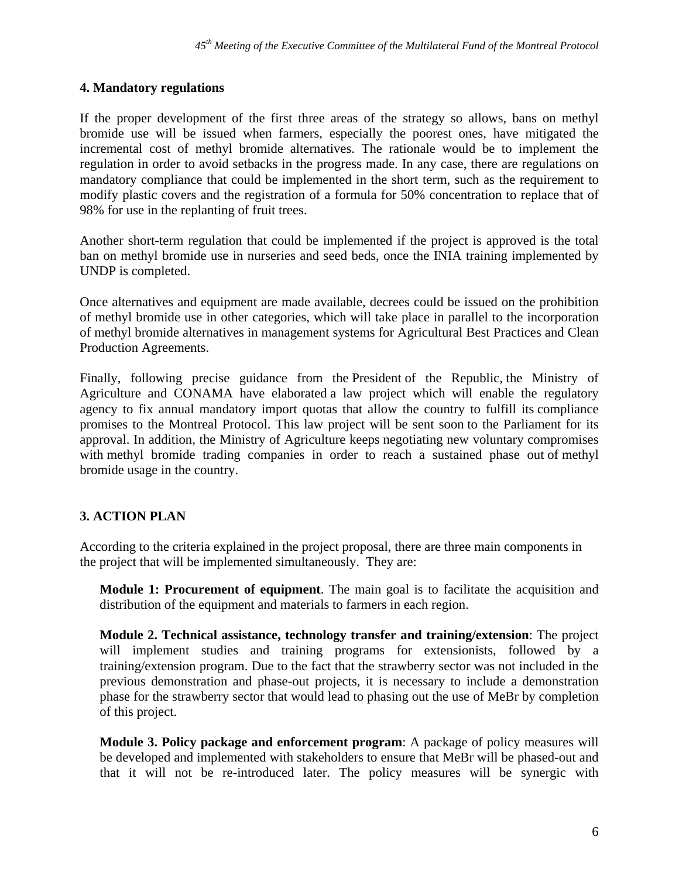**4. Mandatory regulations**

If the proper development of the first three areas of the strategy so allows, bans on methyl bromide use will be issued when farmers, especially the poorest ones, have mitigated the incremental cost of methyl bromide alternatives. The rationale would be to implement the regulation in order to avoid setbacks in the progress made. In any case, there are regulations on mandatory compliance that could be implemented in the short term, such as the requirement to modify plastic covers and the registration of a formula for 50% concentration to replace that of 98% for use in the replanting of fruit trees.

Another short-term regulation that could be implemented if the project is approved is the total ban on methyl bromide use in nurseries and seed beds, once the INIA training implemented by UNDP is completed.

Once alternatives and equipment are made available, decrees could be issued on the prohibition of methyl bromide use in other categories, which will take place in parallel to the incorporation of methyl bromide alternatives in management systems for Agricultural Best Practices and Clean Production Agreements.

Finally, following precise guidance from the President of the Republic, the Ministry of Agriculture and CONAMA have elaborated a law project which will enable the regulatory agency to fix annual mandatory import quotas that allow the country to fulfill its compliance promises to the Montreal Protocol. This law project will be sent soon to the Parliament for its approval. In addition, the Ministry of Agriculture keeps negotiating new voluntary compromises with methyl bromide trading companies in order to reach a sustained phase out of methyl bromide usage in the country.

**3. ACTION PLAN**

According to the criteria explained in the project proposal, there are three main components in the project that will be implemented simultaneously. They are:

> **Module 1: Procurement of equipment**. The main goal is to facilitate the acquisition and distribution of the equipment and materials to farmers in each region.
>
> **Module 2. Technical assistance, technology transfer and training/extension**: The project will implement studies and training programs for extensionists, followed by a training/extension program. Due to the fact that the strawberry sector was not included in the previous demonstration and phase-out projects, it is necessary to include a demonstration phase for the strawberry sector that would lead to phasing out the use of MeBr by completion of this project.
>
> **Module 3. Policy package and enforcement program**: A package of policy measures will be developed and implemented with stakeholders to ensure that MeBr will be phased-out and that it will not be re-introduced later. The policy measures will be synergic with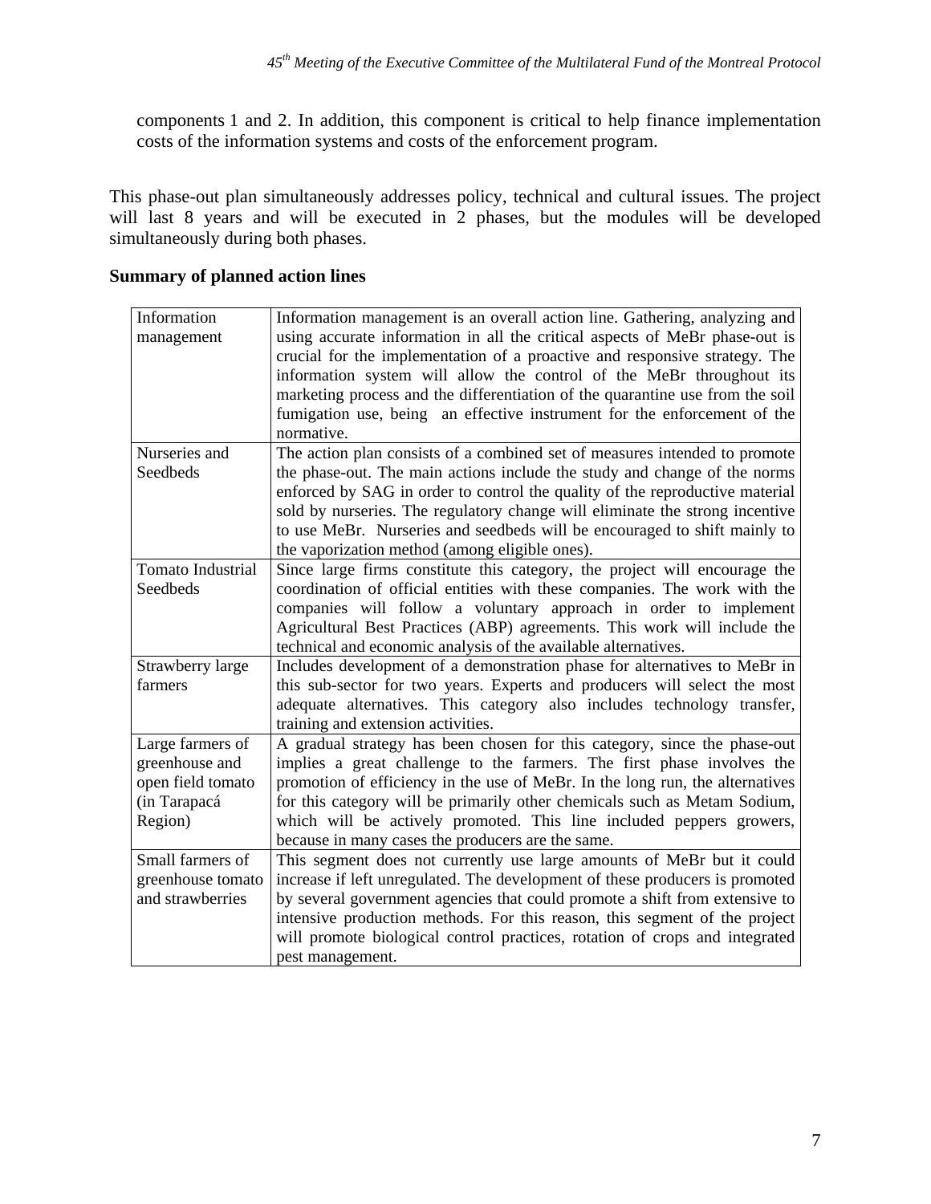components 1 and 2. In addition, this component is critical to help finance implementation costs of the information systems and costs of the enforcement program.

This phase-out plan simultaneously addresses policy, technical and cultural issues. The project will last 8 years and will be executed in 2 phases, but the modules will be developed simultaneously during both phases.

**Summary of planned action lines**

| | |
|---|---|
| Information management | Information management is an overall action line. Gathering, analyzing and using accurate information in all the critical aspects of MeBr phase-out is crucial for the implementation of a proactive and responsive strategy. The information system will allow the control of the MeBr throughout its marketing process and the differentiation of the quarantine use from the soil fumigation use, being an effective instrument for the enforcement of the normative. |
| Nurseries and Seedbeds | The action plan consists of a combined set of measures intended to promote the phase-out. The main actions include the study and change of the norms enforced by SAG in order to control the quality of the reproductive material sold by nurseries. The regulatory change will eliminate the strong incentive to use MeBr. Nurseries and seedbeds will be encouraged to shift mainly to the vaporization method (among eligible ones). |
| Tomato Industrial Seedbeds | Since large firms constitute this category, the project will encourage the coordination of official entities with these companies. The work with the companies will follow a voluntary approach in order to implement Agricultural Best Practices (ABP) agreements. This work will include the technical and economic analysis of the available alternatives. |
| Strawberry large farmers | Includes development of a demonstration phase for alternatives to MeBr in this sub-sector for two years. Experts and producers will select the most adequate alternatives. This category also includes technology transfer, training and extension activities. |
| Large farmers of greenhouse and open field tomato (in Tarapacá Region) | A gradual strategy has been chosen for this category, since the phase-out implies a great challenge to the farmers. The first phase involves the promotion of efficiency in the use of MeBr. In the long run, the alternatives for this category will be primarily other chemicals such as Metam Sodium, which will be actively promoted. This line included peppers growers, because in many cases the producers are the same. |
| Small farmers of greenhouse tomato and strawberries | This segment does not currently use large amounts of MeBr but it could increase if left unregulated. The development of these producers is promoted by several government agencies that could promote a shift from extensive to intensive production methods. For this reason, this segment of the project will promote biological control practices, rotation of crops and integrated pest management. |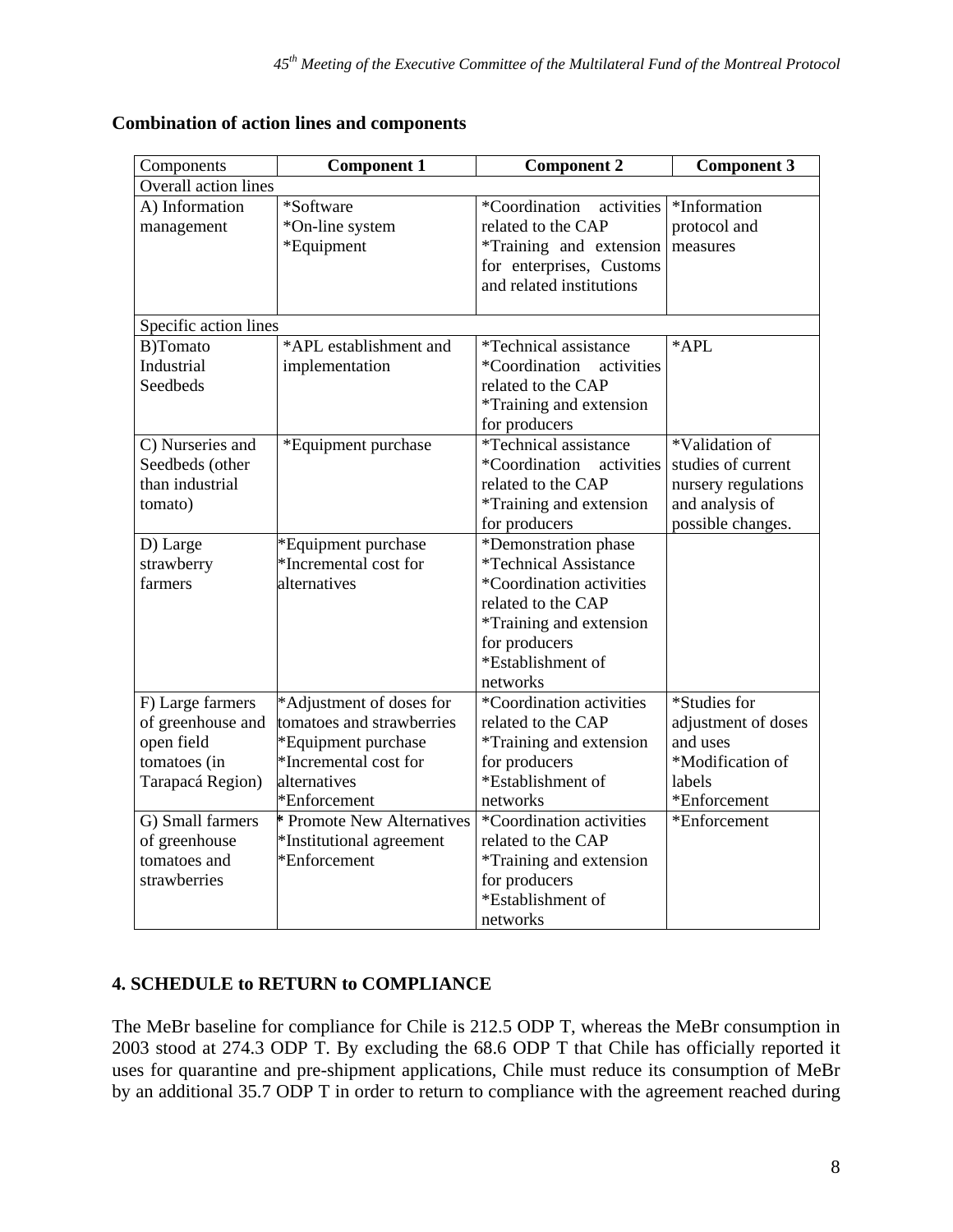**Combination of action lines and components**

| Components | Component 1 | Component 2 | Component 3 |
|---|---|---|---|
| Overall action lines | | | |
| A) Information management | *Software<br>*On-line system<br>*Equipment | *Coordination activities related to the CAP<br>*Training and extension for enterprises, Customs and related institutions | *Information protocol and measures |
| Specific action lines | | | |
| B)Tomato Industrial Seedbeds | *APL establishment and implementation | *Technical assistance<br>*Coordination activities related to the CAP<br>*Training and extension for producers | *APL |
| C) Nurseries and Seedbeds (other than industrial tomato) | *Equipment purchase | *Technical assistance<br>*Coordination activities related to the CAP<br>*Training and extension for producers | *Validation of studies of current nursery regulations and analysis of possible changes. |
| D) Large strawberry farmers | *Equipment purchase<br>*Incremental cost for alternatives | *Demonstration phase<br>*Technical Assistance<br>*Coordination activities related to the CAP<br>*Training and extension for producers<br>*Establishment of networks | |
| F) Large farmers of greenhouse and open field tomatoes (in Tarapacá Region) | *Adjustment of doses for tomatoes and strawberries<br>*Equipment purchase<br>*Incremental cost for alternatives<br>*Enforcement | *Coordination activities related to the CAP<br>*Training and extension for producers<br>*Establishment of networks | *Studies for adjustment of doses and uses<br>*Modification of labels<br>*Enforcement |
| G) Small farmers of greenhouse tomatoes and strawberries | * Promote New Alternatives<br>*Institutional agreement<br>*Enforcement | *Coordination activities related to the CAP<br>*Training and extension for producers<br>*Establishment of networks | *Enforcement |

## 4. SCHEDULE to RETURN to COMPLIANCE

The MeBr baseline for compliance for Chile is 212.5 ODP T, whereas the MeBr consumption in 2003 stood at 274.3 ODP T. By excluding the 68.6 ODP T that Chile has officially reported it uses for quarantine and pre-shipment applications, Chile must reduce its consumption of MeBr by an additional 35.7 ODP T in order to return to compliance with the agreement reached during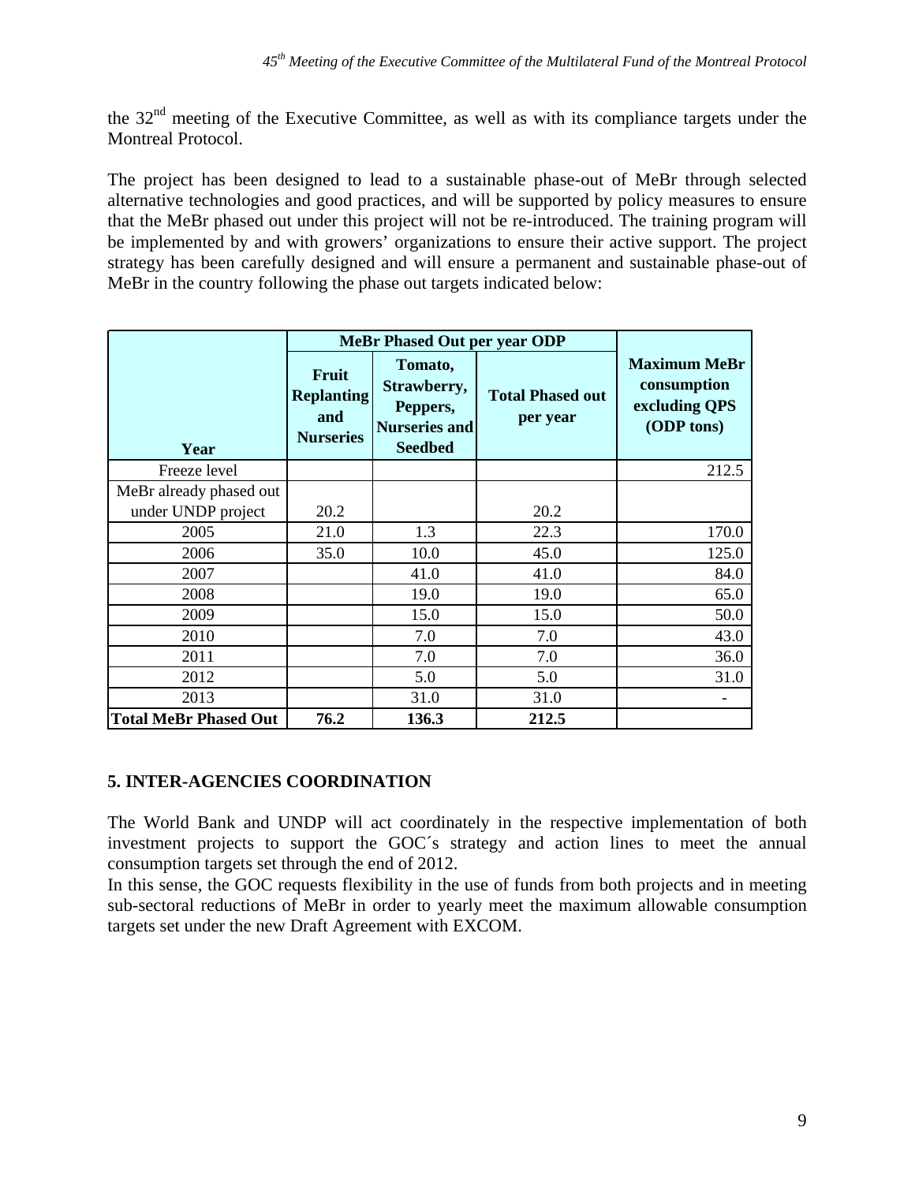the 32nd meeting of the Executive Committee, as well as with its compliance targets under the Montreal Protocol.

The project has been designed to lead to a sustainable phase-out of MeBr through selected alternative technologies and good practices, and will be supported by policy measures to ensure that the MeBr phased out under this project will not be re-introduced. The training program will be implemented by and with growers' organizations to ensure their active support. The project strategy has been carefully designed and will ensure a permanent and sustainable phase-out of MeBr in the country following the phase out targets indicated below:

| | MeBr Phased Out per year ODP | | | |
|---|---|---|---|---|
| **Year** | **Fruit Replanting and Nurseries** | **Tomato, Strawberry, Peppers, Nurseries and Seedbed** | **Total Phased out per year** | **Maximum MeBr consumption excluding QPS (ODP tons)** |
| Freeze level | | | | 212.5 |
| MeBr already phased out under UNDP project | 20.2 | | 20.2 | |
| 2005 | 21.0 | 1.3 | 22.3 | 170.0 |
| 2006 | 35.0 | 10.0 | 45.0 | 125.0 |
| 2007 | | 41.0 | 41.0 | 84.0 |
| 2008 | | 19.0 | 19.0 | 65.0 |
| 2009 | | 15.0 | 15.0 | 50.0 |
| 2010 | | 7.0 | 7.0 | 43.0 |
| 2011 | | 7.0 | 7.0 | 36.0 |
| 2012 | | 5.0 | 5.0 | 31.0 |
| 2013 | | 31.0 | 31.0 | - |
| **Total MeBr Phased Out** | **76.2** | **136.3** | **212.5** | |

## 5. INTER-AGENCIES COORDINATION

The World Bank and UNDP will act coordinately in the respective implementation of both investment projects to support the GOC´s strategy and action lines to meet the annual consumption targets set through the end of 2012.

In this sense, the GOC requests flexibility in the use of funds from both projects and in meeting sub-sectoral reductions of MeBr in order to yearly meet the maximum allowable consumption targets set under the new Draft Agreement with EXCOM.